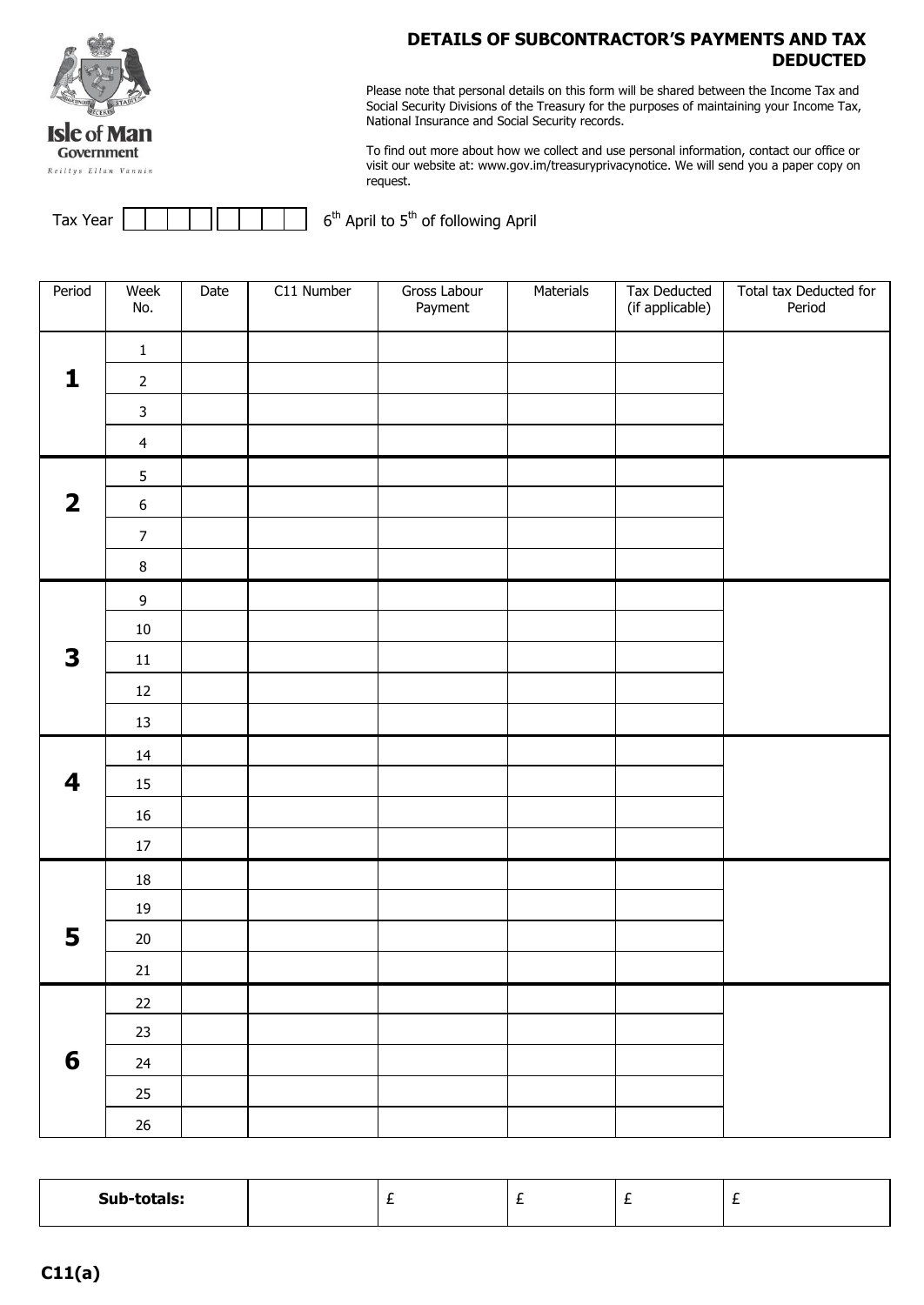Isle of Man Government

Reiltys Ellan Vannin

# DETAILS OF SUBCONTRACTOR'S PAYMENTS AND TAX DEDUCTED

Please note that personal details on this form will be shared between the Income Tax and Social Security Divisions of the Treasury for the purposes of maintaining your Income Tax, National Insurance and Social Security records.

To find out more about how we collect and use personal information, contact our office or visit our website at: www.gov.im/treasuryprivacynotice. We will send you a paper copy on request.

Tax Year [ ][ ][ ][ ] [ ][ ][ ][ ] 6th April to 5th of following April

| Period | Week No. | Date | C11 Number | Gross Labour Payment | Materials | Tax Deducted (if applicable) | Total tax Deducted for Period |
|---|---|---|---|---|---|---|---|
| **1** | 1 | | | | | | |
| | 2 | | | | | | |
| | 3 | | | | | | |
| | 4 | | | | | | |
| **2** | 5 | | | | | | |
| | 6 | | | | | | |
| | 7 | | | | | | |
| | 8 | | | | | | |
| **3** | 9 | | | | | | |
| | 10 | | | | | | |
| | 11 | | | | | | |
| | 12 | | | | | | |
| | 13 | | | | | | |
| **4** | 14 | | | | | | |
| | 15 | | | | | | |
| | 16 | | | | | | |
| | 17 | | | | | | |
| **5** | 18 | | | | | | |
| | 19 | | | | | | |
| | 20 | | | | | | |
| | 21 | | | | | | |
| **6** | 22 | | | | | | |
| | 23 | | | | | | |
| | 24 | | | | | | |
| | 25 | | | | | | |
| | 26 | | | | | | |

| **Sub-totals:** | | £ | £ | £ | £ |
|---|---|---|---|---|---|

**C11(a)**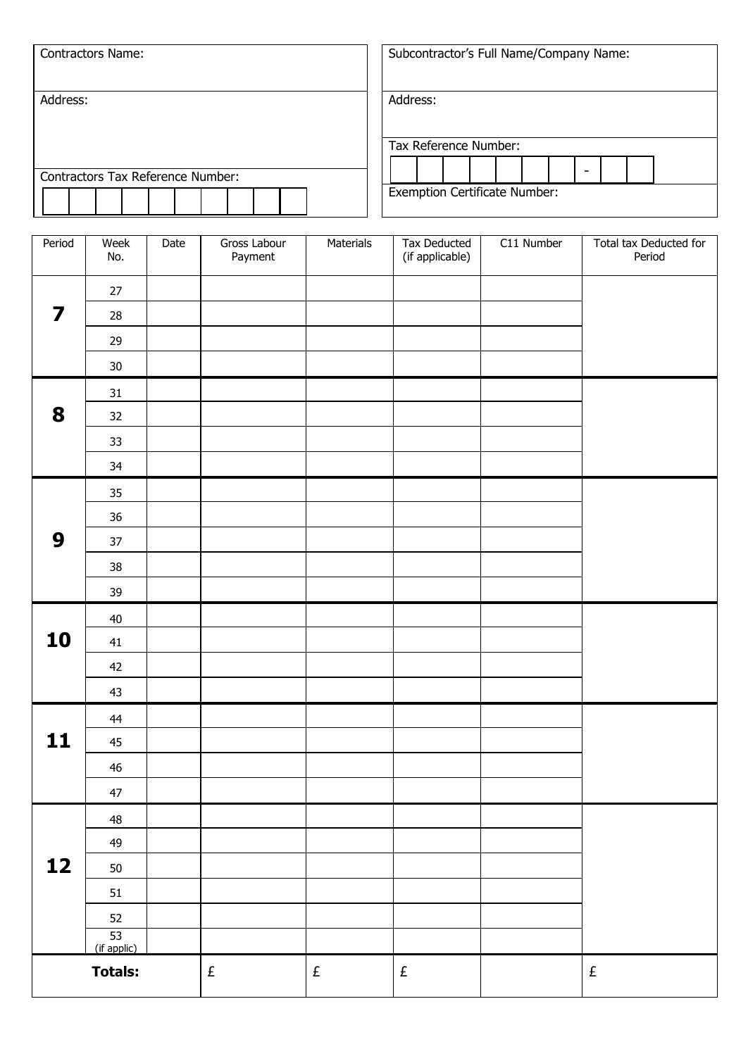| Contractors Name: | Subcontractor's Full Name/Company Name: |
|---|---|
| Address: | Address: |
| | Tax Reference Number: |
| Contractors Tax Reference Number: | Exemption Certificate Number: |

| Period | Week No. | Date | Gross Labour Payment | Materials | Tax Deducted (if applicable) | C11 Number | Total tax Deducted for Period |
|---|---|---|---|---|---|---|---|
| **7** | 27 | | | | | | |
| | 28 | | | | | | |
| | 29 | | | | | | |
| | 30 | | | | | | |
| **8** | 31 | | | | | | |
| | 32 | | | | | | |
| | 33 | | | | | | |
| | 34 | | | | | | |
| **9** | 35 | | | | | | |
| | 36 | | | | | | |
| | 37 | | | | | | |
| | 38 | | | | | | |
| | 39 | | | | | | |
| **10** | 40 | | | | | | |
| | 41 | | | | | | |
| | 42 | | | | | | |
| | 43 | | | | | | |
| **11** | 44 | | | | | | |
| | 45 | | | | | | |
| | 46 | | | | | | |
| | 47 | | | | | | |
| **12** | 48 | | | | | | |
| | 49 | | | | | | |
| | 50 | | | | | | |
| | 51 | | | | | | |
| | 52 | | | | | | |
| | 53 (if applic) | | | | | | |
| **Totals:** | | | £ | £ | £ | | £ |